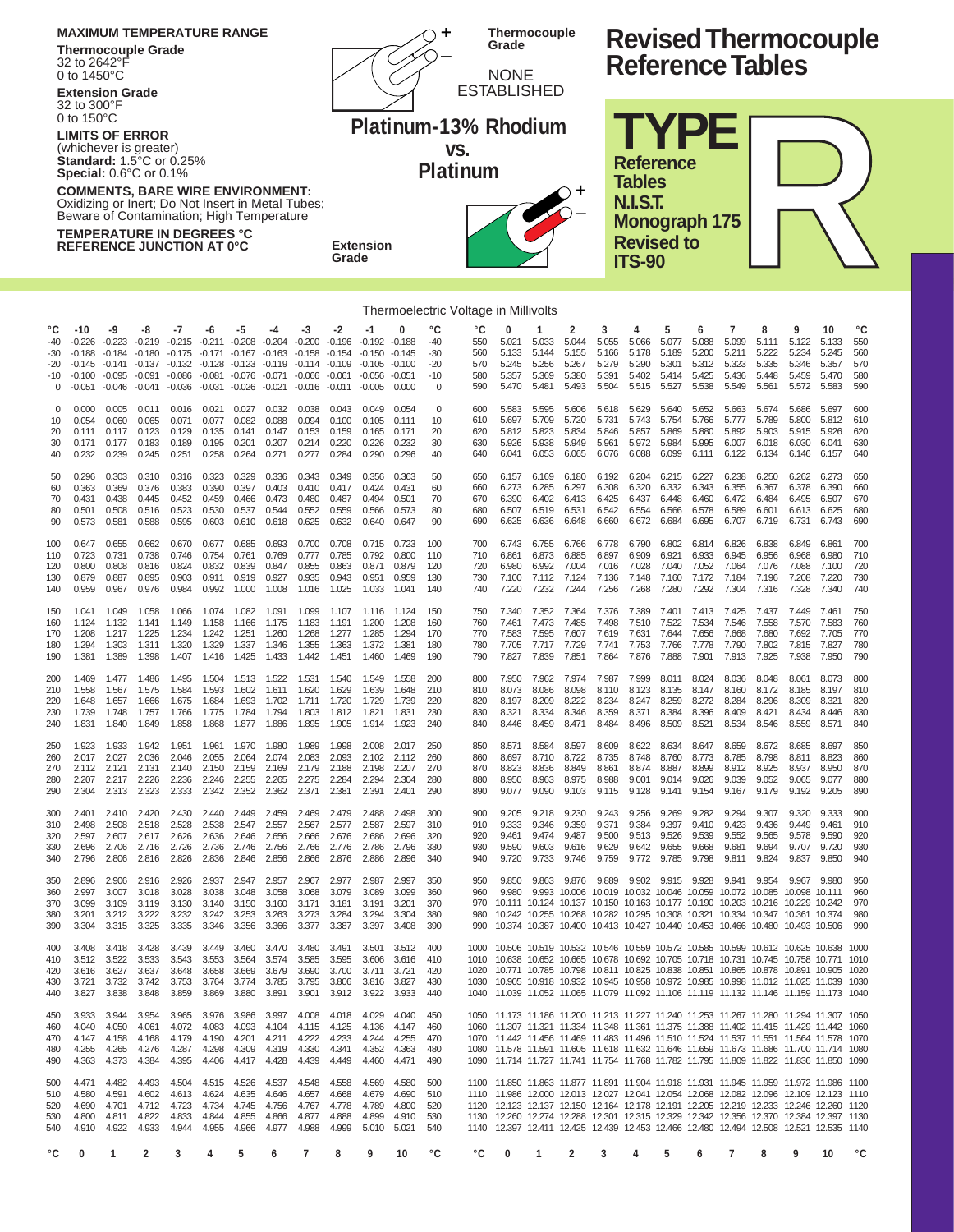**MAXIMUM TEMPERATURE RANGE**

**Thermocouple Grade**
32 to 2642°F
0 to 1450°C

**Extension Grade**
32 to 300°F
0 to 150°C

**LIMITS OF ERROR**
(whichever is greater)
**Standard:** 1.5°C or 0.25%
**Special:** 0.6°C or 0.1%

**COMMENTS, BARE WIRE ENVIRONMENT:**
Oxidizing or Inert; Do Not Insert in Metal Tubes; Beware of Contamination; High Temperature

**TEMPERATURE IN DEGREES °C**
**REFERENCE JUNCTION AT 0°C**

**Thermocouple Grade**

NONE ESTABLISHED

## Platinum-13% Rhodium vs. Platinum

**Extension Grade**

# Revised Thermocouple Reference Tables

# TYPE R

**Reference Tables N.I.S.T. Monograph 175 Revised to ITS-90**

### Thermoelectric Voltage in Millivolts

| °C | -10 | -9 | -8 | -7 | -6 | -5 | -4 | -3 | -2 | -1 | 0 | °C |
|---|---|---|---|---|---|---|---|---|---|---|---|---|
| -40 | -0.226 | -0.223 | -0.219 | -0.215 | -0.211 | -0.208 | -0.204 | -0.200 | -0.196 | -0.192 | -0.188 | -40 |
| -30 | -0.188 | -0.184 | -0.180 | -0.175 | -0.171 | -0.167 | -0.163 | -0.158 | -0.154 | -0.150 | -0.145 | -30 |
| -20 | -0.145 | -0.141 | -0.137 | -0.132 | -0.128 | -0.123 | -0.119 | -0.114 | -0.109 | -0.105 | -0.100 | -20 |
| -10 | -0.100 | -0.095 | -0.091 | -0.086 | -0.081 | -0.076 | -0.071 | -0.066 | -0.061 | -0.056 | -0.051 | -10 |
| 0 | -0.051 | -0.046 | -0.041 | -0.036 | -0.031 | -0.026 | -0.021 | -0.016 | -0.011 | -0.005 | 0.000 | 0 |

| °C | 0 | 1 | 2 | 3 | 4 | 5 | 6 | 7 | 8 | 9 | 10 | °C |
|---|---|---|---|---|---|---|---|---|---|---|---|---|
| 0 | 0.000 | 0.005 | 0.011 | 0.016 | 0.021 | 0.027 | 0.032 | 0.038 | 0.043 | 0.049 | 0.054 | 0 |
| 10 | 0.054 | 0.060 | 0.065 | 0.071 | 0.077 | 0.082 | 0.088 | 0.094 | 0.100 | 0.105 | 0.111 | 10 |
| 20 | 0.111 | 0.117 | 0.123 | 0.129 | 0.135 | 0.141 | 0.147 | 0.153 | 0.159 | 0.165 | 0.171 | 20 |
| 30 | 0.171 | 0.177 | 0.183 | 0.189 | 0.195 | 0.201 | 0.207 | 0.214 | 0.220 | 0.226 | 0.232 | 30 |
| 40 | 0.232 | 0.239 | 0.245 | 0.251 | 0.258 | 0.264 | 0.271 | 0.277 | 0.284 | 0.290 | 0.296 | 40 |
| 50 | 0.296 | 0.303 | 0.310 | 0.316 | 0.323 | 0.329 | 0.336 | 0.343 | 0.349 | 0.356 | 0.363 | 50 |
| 60 | 0.363 | 0.369 | 0.376 | 0.383 | 0.390 | 0.397 | 0.403 | 0.410 | 0.417 | 0.424 | 0.431 | 60 |
| 70 | 0.431 | 0.438 | 0.445 | 0.452 | 0.459 | 0.466 | 0.473 | 0.480 | 0.487 | 0.494 | 0.501 | 70 |
| 80 | 0.501 | 0.508 | 0.516 | 0.523 | 0.530 | 0.537 | 0.544 | 0.552 | 0.559 | 0.566 | 0.573 | 80 |
| 90 | 0.573 | 0.581 | 0.588 | 0.595 | 0.603 | 0.610 | 0.618 | 0.625 | 0.632 | 0.640 | 0.647 | 90 |
| 100 | 0.647 | 0.655 | 0.662 | 0.670 | 0.677 | 0.685 | 0.693 | 0.700 | 0.708 | 0.715 | 0.723 | 100 |
| 110 | 0.723 | 0.731 | 0.738 | 0.746 | 0.754 | 0.761 | 0.769 | 0.777 | 0.785 | 0.792 | 0.800 | 110 |
| 120 | 0.800 | 0.808 | 0.816 | 0.824 | 0.832 | 0.839 | 0.847 | 0.855 | 0.863 | 0.871 | 0.879 | 120 |
| 130 | 0.879 | 0.887 | 0.895 | 0.903 | 0.911 | 0.919 | 0.927 | 0.935 | 0.943 | 0.951 | 0.959 | 130 |
| 140 | 0.959 | 0.967 | 0.976 | 0.984 | 0.992 | 1.000 | 1.008 | 1.016 | 1.025 | 1.033 | 1.041 | 140 |
| 150 | 1.041 | 1.049 | 1.058 | 1.066 | 1.074 | 1.082 | 1.091 | 1.099 | 1.107 | 1.116 | 1.124 | 150 |
| 160 | 1.124 | 1.132 | 1.141 | 1.149 | 1.158 | 1.166 | 1.175 | 1.183 | 1.191 | 1.200 | 1.208 | 160 |
| 170 | 1.208 | 1.217 | 1.225 | 1.234 | 1.242 | 1.251 | 1.260 | 1.268 | 1.277 | 1.285 | 1.294 | 170 |
| 180 | 1.294 | 1.303 | 1.311 | 1.320 | 1.329 | 1.337 | 1.346 | 1.355 | 1.363 | 1.372 | 1.381 | 180 |
| 190 | 1.381 | 1.389 | 1.398 | 1.407 | 1.416 | 1.425 | 1.433 | 1.442 | 1.451 | 1.460 | 1.469 | 190 |
| 200 | 1.469 | 1.477 | 1.486 | 1.495 | 1.504 | 1.513 | 1.522 | 1.531 | 1.540 | 1.549 | 1.558 | 200 |
| 210 | 1.558 | 1.567 | 1.575 | 1.584 | 1.593 | 1.602 | 1.611 | 1.620 | 1.629 | 1.639 | 1.648 | 210 |
| 220 | 1.648 | 1.657 | 1.666 | 1.675 | 1.684 | 1.693 | 1.702 | 1.711 | 1.720 | 1.729 | 1.739 | 220 |
| 230 | 1.739 | 1.748 | 1.757 | 1.766 | 1.775 | 1.784 | 1.794 | 1.803 | 1.812 | 1.821 | 1.831 | 230 |
| 240 | 1.831 | 1.840 | 1.849 | 1.858 | 1.868 | 1.877 | 1.886 | 1.895 | 1.905 | 1.914 | 1.923 | 240 |
| 250 | 1.923 | 1.933 | 1.942 | 1.951 | 1.961 | 1.970 | 1.980 | 1.989 | 1.998 | 2.008 | 2.017 | 250 |
| 260 | 2.017 | 2.027 | 2.036 | 2.046 | 2.055 | 2.064 | 2.074 | 2.083 | 2.093 | 2.102 | 2.112 | 260 |
| 270 | 2.112 | 2.121 | 2.131 | 2.140 | 2.150 | 2.159 | 2.169 | 2.179 | 2.188 | 2.198 | 2.207 | 270 |
| 280 | 2.207 | 2.217 | 2.226 | 2.236 | 2.246 | 2.255 | 2.265 | 2.275 | 2.284 | 2.294 | 2.304 | 280 |
| 290 | 2.304 | 2.313 | 2.323 | 2.333 | 2.342 | 2.352 | 2.362 | 2.371 | 2.381 | 2.391 | 2.401 | 290 |
| 300 | 2.401 | 2.410 | 2.420 | 2.430 | 2.440 | 2.449 | 2.459 | 2.469 | 2.479 | 2.488 | 2.498 | 300 |
| 310 | 2.498 | 2.508 | 2.518 | 2.528 | 2.538 | 2.547 | 2.557 | 2.567 | 2.577 | 2.587 | 2.597 | 310 |
| 320 | 2.597 | 2.607 | 2.617 | 2.626 | 2.636 | 2.646 | 2.656 | 2.666 | 2.676 | 2.686 | 2.696 | 320 |
| 330 | 2.696 | 2.706 | 2.716 | 2.726 | 2.736 | 2.746 | 2.756 | 2.766 | 2.776 | 2.786 | 2.796 | 330 |
| 340 | 2.796 | 2.806 | 2.816 | 2.826 | 2.836 | 2.846 | 2.856 | 2.866 | 2.876 | 2.886 | 2.896 | 340 |
| 350 | 2.896 | 2.906 | 2.916 | 2.926 | 2.937 | 2.947 | 2.957 | 2.967 | 2.977 | 2.987 | 2.997 | 350 |
| 360 | 2.997 | 3.007 | 3.018 | 3.028 | 3.038 | 3.048 | 3.058 | 3.068 | 3.079 | 3.089 | 3.099 | 360 |
| 370 | 3.099 | 3.109 | 3.119 | 3.130 | 3.140 | 3.150 | 3.160 | 3.171 | 3.181 | 3.191 | 3.201 | 370 |
| 380 | 3.201 | 3.212 | 3.222 | 3.232 | 3.242 | 3.253 | 3.263 | 3.273 | 3.284 | 3.294 | 3.304 | 380 |
| 390 | 3.304 | 3.315 | 3.325 | 3.335 | 3.346 | 3.356 | 3.366 | 3.377 | 3.387 | 3.397 | 3.408 | 390 |
| 400 | 3.408 | 3.418 | 3.428 | 3.439 | 3.449 | 3.460 | 3.470 | 3.480 | 3.491 | 3.501 | 3.512 | 400 |
| 410 | 3.512 | 3.522 | 3.533 | 3.543 | 3.553 | 3.564 | 3.574 | 3.585 | 3.595 | 3.606 | 3.616 | 410 |
| 420 | 3.616 | 3.627 | 3.637 | 3.648 | 3.658 | 3.669 | 3.679 | 3.690 | 3.700 | 3.711 | 3.721 | 420 |
| 430 | 3.721 | 3.732 | 3.742 | 3.753 | 3.764 | 3.774 | 3.785 | 3.795 | 3.806 | 3.816 | 3.827 | 430 |
| 440 | 3.827 | 3.838 | 3.848 | 3.859 | 3.869 | 3.880 | 3.891 | 3.901 | 3.912 | 3.922 | 3.933 | 440 |
| 450 | 3.933 | 3.944 | 3.954 | 3.965 | 3.976 | 3.986 | 3.997 | 4.008 | 4.018 | 4.029 | 4.040 | 450 |
| 460 | 4.040 | 4.050 | 4.061 | 4.072 | 4.083 | 4.093 | 4.104 | 4.115 | 4.125 | 4.136 | 4.147 | 460 |
| 470 | 4.147 | 4.158 | 4.168 | 4.179 | 4.190 | 4.201 | 4.211 | 4.222 | 4.233 | 4.244 | 4.255 | 470 |
| 480 | 4.255 | 4.265 | 4.276 | 4.287 | 4.298 | 4.309 | 4.319 | 4.330 | 4.341 | 4.352 | 4.363 | 480 |
| 490 | 4.363 | 4.373 | 4.384 | 4.395 | 4.406 | 4.417 | 4.428 | 4.439 | 4.449 | 4.460 | 4.471 | 490 |
| 500 | 4.471 | 4.482 | 4.493 | 4.504 | 4.515 | 4.526 | 4.537 | 4.548 | 4.558 | 4.569 | 4.580 | 500 |
| 510 | 4.580 | 4.591 | 4.602 | 4.613 | 4.624 | 4.635 | 4.646 | 4.657 | 4.668 | 4.679 | 4.690 | 510 |
| 520 | 4.690 | 4.701 | 4.712 | 4.723 | 4.734 | 4.745 | 4.756 | 4.767 | 4.778 | 4.789 | 4.800 | 520 |
| 530 | 4.800 | 4.811 | 4.822 | 4.833 | 4.844 | 4.855 | 4.866 | 4.877 | 4.888 | 4.899 | 4.910 | 530 |
| 540 | 4.910 | 4.922 | 4.933 | 4.944 | 4.955 | 4.966 | 4.977 | 4.988 | 4.999 | 5.010 | 5.021 | 540 |
| 550 | 5.021 | 5.033 | 5.044 | 5.055 | 5.066 | 5.077 | 5.088 | 5.099 | 5.111 | 5.122 | 5.133 | 550 |
| 560 | 5.133 | 5.144 | 5.155 | 5.166 | 5.178 | 5.189 | 5.200 | 5.211 | 5.222 | 5.234 | 5.245 | 560 |
| 570 | 5.245 | 5.256 | 5.267 | 5.279 | 5.290 | 5.301 | 5.312 | 5.323 | 5.335 | 5.346 | 5.357 | 570 |
| 580 | 5.357 | 5.369 | 5.380 | 5.391 | 5.402 | 5.414 | 5.425 | 5.436 | 5.448 | 5.459 | 5.470 | 580 |
| 590 | 5.470 | 5.481 | 5.493 | 5.504 | 5.515 | 5.527 | 5.538 | 5.549 | 5.561 | 5.572 | 5.583 | 590 |
| 600 | 5.583 | 5.595 | 5.606 | 5.618 | 5.629 | 5.640 | 5.652 | 5.663 | 5.674 | 5.686 | 5.697 | 600 |
| 610 | 5.697 | 5.709 | 5.720 | 5.731 | 5.743 | 5.754 | 5.766 | 5.777 | 5.789 | 5.800 | 5.812 | 610 |
| 620 | 5.812 | 5.823 | 5.834 | 5.846 | 5.857 | 5.869 | 5.880 | 5.892 | 5.903 | 5.915 | 5.926 | 620 |
| 630 | 5.926 | 5.938 | 5.949 | 5.961 | 5.972 | 5.984 | 5.995 | 6.007 | 6.018 | 6.030 | 6.041 | 630 |
| 640 | 6.041 | 6.053 | 6.065 | 6.076 | 6.088 | 6.099 | 6.111 | 6.122 | 6.134 | 6.146 | 6.157 | 640 |
| 650 | 6.157 | 6.169 | 6.180 | 6.192 | 6.204 | 6.215 | 6.227 | 6.238 | 6.250 | 6.262 | 6.273 | 650 |
| 660 | 6.273 | 6.285 | 6.297 | 6.308 | 6.320 | 6.332 | 6.343 | 6.355 | 6.367 | 6.378 | 6.390 | 660 |
| 670 | 6.390 | 6.402 | 6.413 | 6.425 | 6.437 | 6.448 | 6.460 | 6.472 | 6.484 | 6.495 | 6.507 | 670 |
| 680 | 6.507 | 6.519 | 6.531 | 6.542 | 6.554 | 6.566 | 6.578 | 6.589 | 6.601 | 6.613 | 6.625 | 680 |
| 690 | 6.625 | 6.636 | 6.648 | 6.660 | 6.672 | 6.684 | 6.695 | 6.707 | 6.719 | 6.731 | 6.743 | 690 |
| 700 | 6.743 | 6.755 | 6.766 | 6.778 | 6.790 | 6.802 | 6.814 | 6.826 | 6.838 | 6.849 | 6.861 | 700 |
| 710 | 6.861 | 6.873 | 6.885 | 6.897 | 6.909 | 6.921 | 6.933 | 6.945 | 6.956 | 6.968 | 6.980 | 710 |
| 720 | 6.980 | 6.992 | 7.004 | 7.016 | 7.028 | 7.040 | 7.052 | 7.064 | 7.076 | 7.088 | 7.100 | 720 |
| 730 | 7.100 | 7.112 | 7.124 | 7.136 | 7.148 | 7.160 | 7.172 | 7.184 | 7.196 | 7.208 | 7.220 | 730 |
| 740 | 7.220 | 7.232 | 7.244 | 7.256 | 7.268 | 7.280 | 7.292 | 7.304 | 7.316 | 7.328 | 7.340 | 740 |
| 750 | 7.340 | 7.352 | 7.364 | 7.376 | 7.389 | 7.401 | 7.413 | 7.425 | 7.437 | 7.449 | 7.461 | 750 |
| 760 | 7.461 | 7.473 | 7.485 | 7.498 | 7.510 | 7.522 | 7.534 | 7.546 | 7.558 | 7.570 | 7.583 | 760 |
| 770 | 7.583 | 7.595 | 7.607 | 7.619 | 7.631 | 7.644 | 7.656 | 7.668 | 7.680 | 7.692 | 7.705 | 770 |
| 780 | 7.705 | 7.717 | 7.729 | 7.741 | 7.753 | 7.766 | 7.778 | 7.790 | 7.802 | 7.815 | 7.827 | 780 |
| 790 | 7.827 | 7.839 | 7.851 | 7.864 | 7.876 | 7.888 | 7.901 | 7.913 | 7.925 | 7.938 | 7.950 | 790 |
| 800 | 7.950 | 7.962 | 7.974 | 7.987 | 7.999 | 8.011 | 8.024 | 8.036 | 8.048 | 8.061 | 8.073 | 800 |
| 810 | 8.073 | 8.086 | 8.098 | 8.110 | 8.123 | 8.135 | 8.147 | 8.160 | 8.172 | 8.185 | 8.197 | 810 |
| 820 | 8.197 | 8.209 | 8.222 | 8.234 | 8.247 | 8.259 | 8.272 | 8.284 | 8.296 | 8.309 | 8.321 | 820 |
| 830 | 8.321 | 8.334 | 8.346 | 8.359 | 8.371 | 8.384 | 8.396 | 8.409 | 8.421 | 8.434 | 8.446 | 830 |
| 840 | 8.446 | 8.459 | 8.471 | 8.484 | 8.496 | 8.509 | 8.521 | 8.534 | 8.546 | 8.559 | 8.571 | 840 |
| 850 | 8.571 | 8.584 | 8.597 | 8.609 | 8.622 | 8.634 | 8.647 | 8.659 | 8.672 | 8.685 | 8.697 | 850 |
| 860 | 8.697 | 8.710 | 8.722 | 8.735 | 8.748 | 8.760 | 8.773 | 8.785 | 8.798 | 8.811 | 8.823 | 860 |
| 870 | 8.823 | 8.836 | 8.849 | 8.861 | 8.874 | 8.887 | 8.899 | 8.912 | 8.925 | 8.937 | 8.950 | 870 |
| 880 | 8.950 | 8.963 | 8.975 | 8.988 | 9.001 | 9.014 | 9.026 | 9.039 | 9.052 | 9.065 | 9.077 | 880 |
| 890 | 9.077 | 9.090 | 9.103 | 9.115 | 9.128 | 9.141 | 9.154 | 9.167 | 9.179 | 9.192 | 9.205 | 890 |
| 900 | 9.205 | 9.218 | 9.230 | 9.243 | 9.256 | 9.269 | 9.282 | 9.294 | 9.307 | 9.320 | 9.333 | 900 |
| 910 | 9.333 | 9.346 | 9.359 | 9.371 | 9.384 | 9.397 | 9.410 | 9.423 | 9.436 | 9.449 | 9.461 | 910 |
| 920 | 9.461 | 9.474 | 9.487 | 9.500 | 9.513 | 9.526 | 9.539 | 9.552 | 9.565 | 9.578 | 9.590 | 920 |
| 930 | 9.590 | 9.603 | 9.616 | 9.629 | 9.642 | 9.655 | 9.668 | 9.681 | 9.694 | 9.707 | 9.720 | 930 |
| 940 | 9.720 | 9.733 | 9.746 | 9.759 | 9.772 | 9.785 | 9.798 | 9.811 | 9.824 | 9.837 | 9.850 | 940 |
| 950 | 9.850 | 9.863 | 9.876 | 9.889 | 9.902 | 9.915 | 9.928 | 9.941 | 9.954 | 9.967 | 9.980 | 950 |
| 960 | 9.980 | 9.993 | 10.006 | 10.019 | 10.032 | 10.046 | 10.059 | 10.072 | 10.085 | 10.098 | 10.111 | 960 |
| 970 | 10.111 | 10.124 | 10.137 | 10.150 | 10.163 | 10.177 | 10.190 | 10.203 | 10.216 | 10.229 | 10.242 | 970 |
| 980 | 10.242 | 10.255 | 10.268 | 10.282 | 10.295 | 10.308 | 10.321 | 10.334 | 10.347 | 10.361 | 10.374 | 980 |
| 990 | 10.374 | 10.387 | 10.400 | 10.413 | 10.427 | 10.440 | 10.453 | 10.466 | 10.480 | 10.493 | 10.506 | 990 |
| 1000 | 10.506 | 10.519 | 10.532 | 10.546 | 10.559 | 10.572 | 10.585 | 10.599 | 10.612 | 10.625 | 10.638 | 1000 |
| 1010 | 10.638 | 10.652 | 10.665 | 10.678 | 10.692 | 10.705 | 10.718 | 10.731 | 10.745 | 10.758 | 10.771 | 1010 |
| 1020 | 10.771 | 10.785 | 10.798 | 10.811 | 10.825 | 10.838 | 10.851 | 10.865 | 10.878 | 10.891 | 10.905 | 1020 |
| 1030 | 10.905 | 10.918 | 10.932 | 10.945 | 10.958 | 10.972 | 10.985 | 10.998 | 11.012 | 11.025 | 11.039 | 1030 |
| 1040 | 11.039 | 11.052 | 11.065 | 11.079 | 11.092 | 11.106 | 11.119 | 11.132 | 11.146 | 11.159 | 11.173 | 1040 |
| 1050 | 11.173 | 11.186 | 11.200 | 11.213 | 11.227 | 11.240 | 11.253 | 11.267 | 11.280 | 11.294 | 11.307 | 1050 |
| 1060 | 11.307 | 11.321 | 11.334 | 11.348 | 11.361 | 11.375 | 11.388 | 11.402 | 11.415 | 11.429 | 11.442 | 1060 |
| 1070 | 11.442 | 11.456 | 11.469 | 11.483 | 11.496 | 11.510 | 11.524 | 11.537 | 11.551 | 11.564 | 11.578 | 1070 |
| 1080 | 11.578 | 11.591 | 11.605 | 11.618 | 11.632 | 11.646 | 11.659 | 11.673 | 11.686 | 11.700 | 11.714 | 1080 |
| 1090 | 11.714 | 11.727 | 11.741 | 11.754 | 11.768 | 11.782 | 11.795 | 11.809 | 11.822 | 11.836 | 11.850 | 1090 |
| 1100 | 11.850 | 11.863 | 11.877 | 11.891 | 11.904 | 11.918 | 11.931 | 11.945 | 11.959 | 11.972 | 11.986 | 1100 |
| 1110 | 11.986 | 12.000 | 12.013 | 12.027 | 12.041 | 12.054 | 12.068 | 12.082 | 12.096 | 12.109 | 12.123 | 1110 |
| 1120 | 12.123 | 12.137 | 12.150 | 12.164 | 12.178 | 12.191 | 12.205 | 12.219 | 12.233 | 12.246 | 12.260 | 1120 |
| 1130 | 12.260 | 12.274 | 12.288 | 12.301 | 12.315 | 12.329 | 12.342 | 12.356 | 12.370 | 12.384 | 12.397 | 1130 |
| 1140 | 12.397 | 12.411 | 12.425 | 12.439 | 12.453 | 12.466 | 12.480 | 12.494 | 12.508 | 12.521 | 12.535 | 1140 |
| °C | 0 | 1 | 2 | 3 | 4 | 5 | 6 | 7 | 8 | 9 | 10 | °C |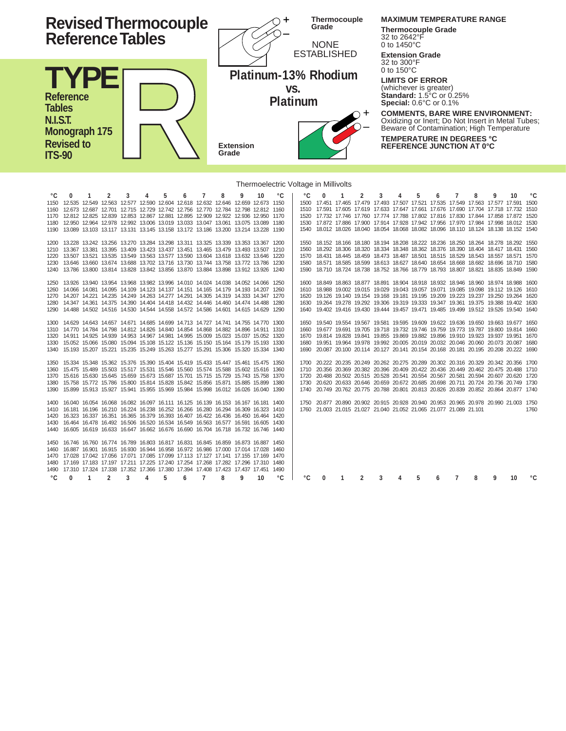# Revised Thermocouple Reference Tables

**TYPE R**

**Reference Tables N.I.S.T. Monograph 175 Revised to ITS-90**

**Thermocouple Grade**

NONE ESTABLISHED

## Platinum-13% Rhodium vs. Platinum

**Extension Grade**

**MAXIMUM TEMPERATURE RANGE**

**Thermocouple Grade**
32 to 2642°F
0 to 1450°C

**Extension Grade**
32 to 300°F
0 to 150°C

**LIMITS OF ERROR**
(whichever is greater)
**Standard:** 1.5°C or 0.25%
**Special:** 0.6°C or 0.1%

**COMMENTS, BARE WIRE ENVIRONMENT:**
Oxidizing or Inert; Do Not Insert in Metal Tubes; Beware of Contamination; High Temperature

**TEMPERATURE IN DEGREES °C**
**REFERENCE JUNCTION AT 0°C**

Thermoelectric Voltage in Millivolts

| °C | 0 | 1 | 2 | 3 | 4 | 5 | 6 | 7 | 8 | 9 | 10 | °C |
|---|---|---|---|---|---|---|---|---|---|---|---|---|
| 1150 | 12.535 | 12.549 | 12.563 | 12.577 | 12.590 | 12.604 | 12.618 | 12.632 | 12.646 | 12.659 | 12.673 | 1150 |
| 1160 | 12.673 | 12.687 | 12.701 | 12.715 | 12.729 | 12.742 | 12.756 | 12.770 | 12.784 | 12.798 | 12.812 | 1160 |
| 1170 | 12.812 | 12.825 | 12.839 | 12.853 | 12.867 | 12.881 | 12.895 | 12.909 | 12.922 | 12.936 | 12.950 | 1170 |
| 1180 | 12.950 | 12.964 | 12.978 | 12.992 | 13.006 | 13.019 | 13.033 | 13.047 | 13.061 | 13.075 | 13.089 | 1180 |
| 1190 | 13.089 | 13.103 | 13.117 | 13.131 | 13.145 | 13.158 | 13.172 | 13.186 | 13.200 | 13.214 | 13.228 | 1190 |
| 1200 | 13.228 | 13.242 | 13.256 | 13.270 | 13.284 | 13.298 | 13.311 | 13.325 | 13.339 | 13.353 | 13.367 | 1200 |
| 1210 | 13.367 | 13.381 | 13.395 | 13.409 | 13.423 | 13.437 | 13.451 | 13.465 | 13.479 | 13.493 | 13.507 | 1210 |
| 1220 | 13.507 | 13.521 | 13.535 | 13.549 | 13.563 | 13.577 | 13.590 | 13.604 | 13.618 | 13.632 | 13.646 | 1220 |
| 1230 | 13.646 | 13.660 | 13.674 | 13.688 | 13.702 | 13.716 | 13.730 | 13.744 | 13.758 | 13.772 | 13.786 | 1230 |
| 1240 | 13.786 | 13.800 | 13.814 | 13.828 | 13.842 | 13.856 | 13.870 | 13.884 | 13.898 | 13.912 | 13.926 | 1240 |
| 1250 | 13.926 | 13.940 | 13.954 | 13.968 | 13.982 | 13.996 | 14.010 | 14.024 | 14.038 | 14.052 | 14.066 | 1250 |
| 1260 | 14.066 | 14.081 | 14.095 | 14.109 | 14.123 | 14.137 | 14.151 | 14.165 | 14.179 | 14.193 | 14.207 | 1260 |
| 1270 | 14.207 | 14.221 | 14.235 | 14.249 | 14.263 | 14.277 | 14.291 | 14.305 | 14.319 | 14.333 | 14.347 | 1270 |
| 1280 | 14.347 | 14.361 | 14.375 | 14.390 | 14.404 | 14.418 | 14.432 | 14.446 | 14.460 | 14.474 | 14.488 | 1280 |
| 1290 | 14.488 | 14.502 | 14.516 | 14.530 | 14.544 | 14.558 | 14.572 | 14.586 | 14.601 | 14.615 | 14.629 | 1290 |
| 1300 | 14.629 | 14.643 | 14.657 | 14.671 | 14.685 | 14.699 | 14.713 | 14.727 | 14.741 | 14.755 | 14.770 | 1300 |
| 1310 | 14.770 | 14.784 | 14.798 | 14.812 | 14.826 | 14.840 | 14.854 | 14.868 | 14.882 | 14.896 | 14.911 | 1310 |
| 1320 | 14.911 | 14.925 | 14.939 | 14.953 | 14.967 | 14.981 | 14.995 | 15.009 | 15.023 | 15.037 | 15.052 | 1320 |
| 1330 | 15.052 | 15.066 | 15.080 | 15.094 | 15.108 | 15.122 | 15.136 | 15.150 | 15.164 | 15.179 | 15.193 | 1330 |
| 1340 | 15.193 | 15.207 | 15.221 | 15.235 | 15.249 | 15.263 | 15.277 | 15.291 | 15.306 | 15.320 | 15.334 | 1340 |
| 1350 | 15.334 | 15.348 | 15.362 | 15.376 | 15.390 | 15.404 | 15.419 | 15.433 | 15.447 | 15.461 | 15.475 | 1350 |
| 1360 | 15.475 | 15.489 | 15.503 | 15.517 | 15.531 | 15.546 | 15.560 | 15.574 | 15.588 | 15.602 | 15.616 | 1360 |
| 1370 | 15.616 | 15.630 | 15.645 | 15.659 | 15.673 | 15.687 | 15.701 | 15.715 | 15.729 | 15.743 | 15.758 | 1370 |
| 1380 | 15.758 | 15.772 | 15.786 | 15.800 | 15.814 | 15.828 | 15.842 | 15.856 | 15.871 | 15.885 | 15.899 | 1380 |
| 1390 | 15.899 | 15.913 | 15.927 | 15.941 | 15.955 | 15.969 | 15.984 | 15.998 | 16.012 | 16.026 | 16.040 | 1390 |
| 1400 | 16.040 | 16.054 | 16.068 | 16.082 | 16.097 | 16.111 | 16.125 | 16.139 | 16.153 | 16.167 | 16.181 | 1400 |
| 1410 | 16.181 | 16.196 | 16.210 | 16.224 | 16.238 | 16.252 | 16.266 | 16.280 | 16.294 | 16.309 | 16.323 | 1410 |
| 1420 | 16.323 | 16.337 | 16.351 | 16.365 | 16.379 | 16.393 | 16.407 | 16.422 | 16.436 | 16.450 | 16.464 | 1420 |
| 1430 | 16.464 | 16.478 | 16.492 | 16.506 | 16.520 | 16.534 | 16.549 | 16.563 | 16.577 | 16.591 | 16.605 | 1430 |
| 1440 | 16.605 | 16.619 | 16.633 | 16.647 | 16.662 | 16.676 | 16.690 | 16.704 | 16.718 | 16.732 | 16.746 | 1440 |
| 1450 | 16.746 | 16.760 | 16.774 | 16.789 | 16.803 | 16.817 | 16.831 | 16.845 | 16.859 | 16.873 | 16.887 | 1450 |
| 1460 | 16.887 | 16.901 | 16.915 | 16.930 | 16.944 | 16.958 | 16.972 | 16.986 | 17.000 | 17.014 | 17.028 | 1460 |
| 1470 | 17.028 | 17.042 | 17.056 | 17.071 | 17.085 | 17.099 | 17.113 | 17.127 | 17.141 | 17.155 | 17.169 | 1470 |
| 1480 | 17.169 | 17.183 | 17.197 | 17.211 | 17.225 | 17.240 | 17.254 | 17.268 | 17.282 | 17.296 | 17.310 | 1480 |
| 1490 | 17.310 | 17.324 | 17.338 | 17.352 | 17.366 | 17.380 | 17.394 | 17.408 | 17.423 | 17.437 | 17.451 | 1490 |
| 1500 | 17.451 | 17.465 | 17.479 | 17.493 | 17.507 | 17.521 | 17.535 | 17.549 | 17.563 | 17.577 | 17.591 | 1500 |
| 1510 | 17.591 | 17.605 | 17.619 | 17.633 | 17.647 | 17.661 | 17.676 | 17.690 | 17.704 | 17.718 | 17.732 | 1510 |
| 1520 | 17.732 | 17.746 | 17.760 | 17.774 | 17.788 | 17.802 | 17.816 | 17.830 | 17.844 | 17.858 | 17.872 | 1520 |
| 1530 | 17.872 | 17.886 | 17.900 | 17.914 | 17.928 | 17.942 | 17.956 | 17.970 | 17.984 | 17.998 | 18.012 | 1530 |
| 1540 | 18.012 | 18.026 | 18.040 | 18.054 | 18.068 | 18.082 | 18.096 | 18.110 | 18.124 | 18.138 | 18.152 | 1540 |
| 1550 | 18.152 | 18.166 | 18.180 | 18.194 | 18.208 | 18.222 | 18.236 | 18.250 | 18.264 | 18.278 | 18.292 | 1550 |
| 1560 | 18.292 | 18.306 | 18.320 | 18.334 | 18.348 | 18.362 | 18.376 | 18.390 | 18.404 | 18.417 | 18.431 | 1560 |
| 1570 | 18.431 | 18.445 | 18.459 | 18.473 | 18.487 | 18.501 | 18.515 | 18.529 | 18.543 | 18.557 | 18.571 | 1570 |
| 1580 | 18.571 | 18.585 | 18.599 | 18.613 | 18.627 | 18.640 | 18.654 | 18.668 | 18.682 | 18.696 | 18.710 | 1580 |
| 1590 | 18.710 | 18.724 | 18.738 | 18.752 | 18.766 | 18.779 | 18.793 | 18.807 | 18.821 | 18.835 | 18.849 | 1590 |
| 1600 | 18.849 | 18.863 | 18.877 | 18.891 | 18.904 | 18.918 | 18.932 | 18.946 | 18.960 | 18.974 | 18.988 | 1600 |
| 1610 | 18.988 | 19.002 | 19.015 | 19.029 | 19.043 | 19.057 | 19.071 | 19.085 | 19.098 | 19.112 | 19.126 | 1610 |
| 1620 | 19.126 | 19.140 | 19.154 | 19.168 | 19.181 | 19.195 | 19.209 | 19.223 | 19.237 | 19.250 | 19.264 | 1620 |
| 1630 | 19.264 | 19.278 | 19.292 | 19.306 | 19.319 | 19.333 | 19.347 | 19.361 | 19.375 | 19.388 | 19.402 | 1630 |
| 1640 | 19.402 | 19.416 | 19.430 | 19.444 | 19.457 | 19.471 | 19.485 | 19.499 | 19.512 | 19.526 | 19.540 | 1640 |
| 1650 | 19.540 | 19.554 | 19.567 | 19.581 | 19.595 | 19.609 | 19.622 | 19.636 | 19.650 | 19.663 | 19.677 | 1650 |
| 1660 | 19.677 | 19.691 | 19.705 | 19.718 | 19.732 | 19.746 | 19.759 | 19.773 | 19.787 | 19.800 | 19.814 | 1660 |
| 1670 | 19.814 | 19.828 | 19.841 | 19.855 | 19.869 | 19.882 | 19.896 | 19.910 | 19.923 | 19.937 | 19.951 | 1670 |
| 1680 | 19.951 | 19.964 | 19.978 | 19.992 | 20.005 | 20.019 | 20.032 | 20.046 | 20.060 | 20.073 | 20.087 | 1680 |
| 1690 | 20.087 | 20.100 | 20.114 | 20.127 | 20.141 | 20.154 | 20.168 | 20.181 | 20.195 | 20.208 | 20.222 | 1690 |
| 1700 | 20.222 | 20.235 | 20.249 | 20.262 | 20.275 | 20.289 | 20.302 | 20.316 | 20.329 | 20.342 | 20.356 | 1700 |
| 1710 | 20.356 | 20.369 | 20.382 | 20.396 | 20.409 | 20.422 | 20.436 | 20.449 | 20.462 | 20.475 | 20.488 | 1710 |
| 1720 | 20.488 | 20.502 | 20.515 | 20.528 | 20.541 | 20.554 | 20.567 | 20.581 | 20.594 | 20.607 | 20.620 | 1720 |
| 1730 | 20.620 | 20.633 | 20.646 | 20.659 | 20.672 | 20.685 | 20.698 | 20.711 | 20.724 | 20.736 | 20.749 | 1730 |
| 1740 | 20.749 | 20.762 | 20.775 | 20.788 | 20.801 | 20.813 | 20.826 | 20.839 | 20.852 | 20.864 | 20.877 | 1740 |
| 1750 | 20.877 | 20.890 | 20.902 | 20.915 | 20.928 | 20.940 | 20.953 | 20.965 | 20.978 | 20.990 | 21.003 | 1750 |
| 1760 | 21.003 | 21.015 | 21.027 | 21.040 | 21.052 | 21.065 | 21.077 | 21.089 | 21.101 | | | 1760 |
| °C | 0 | 1 | 2 | 3 | 4 | 5 | 6 | 7 | 8 | 9 | 10 | °C |